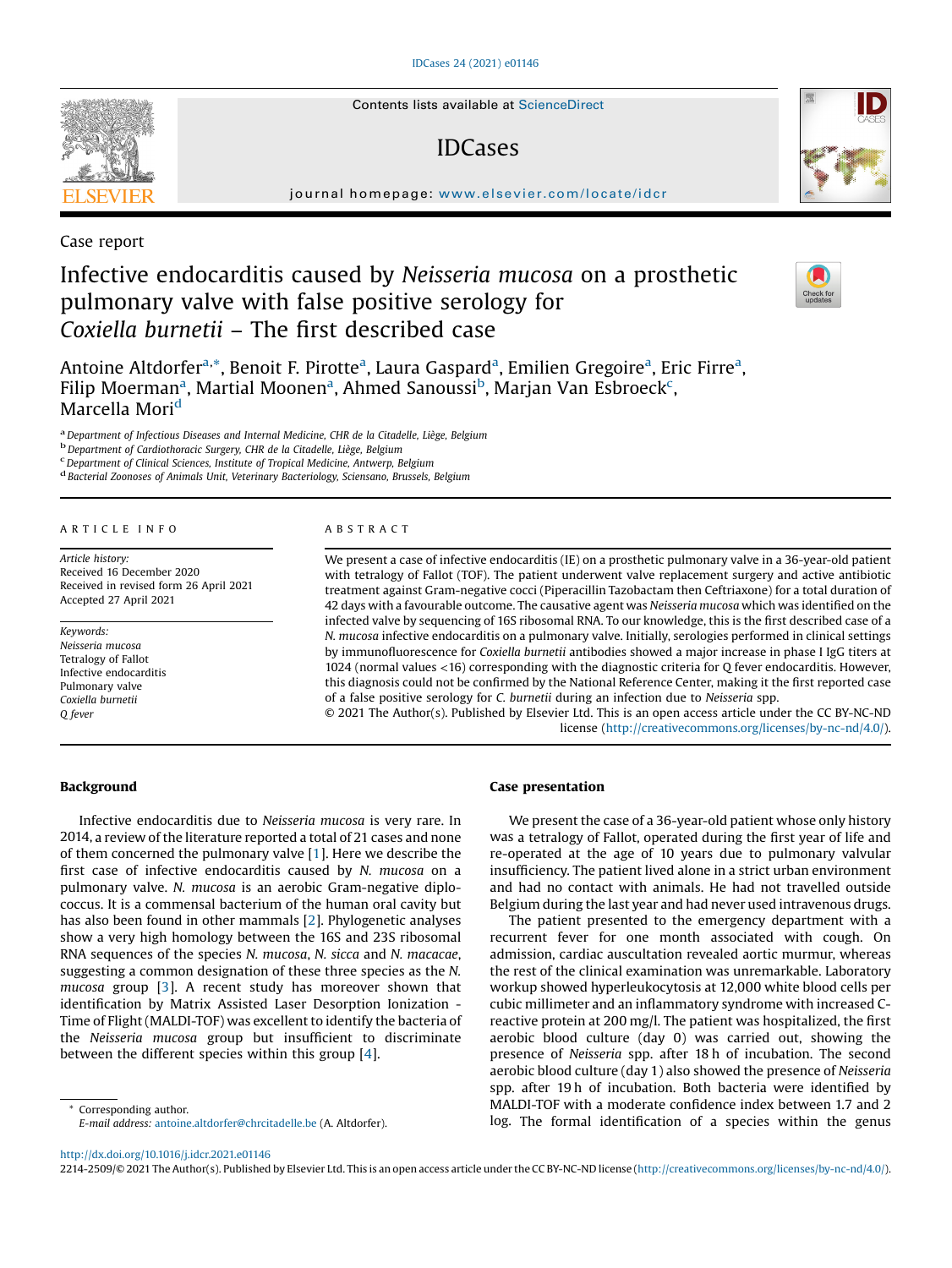Case report

# Infective endocarditis caused by *Neisseria mucosa* on a prosthetic pulmonary valve with false positive serology for *Coxiella burnetii* – The first described case

Antoine Altdorfer[a,*], Benoit F. Pirotte[a], Laura Gaspard[a], Emilien Gregoire[a], Eric Firre[a], Filip Moerman[a], Martial Moonen[a], Ahmed Sanoussi[b], Marjan Van Esbroeck[c], Marcella Mori[d]

[a] Department of Infectious Diseases and Internal Medicine, CHR de la Citadelle, Liège, Belgium
[b] Department of Cardiothoracic Surgery, CHR de la Citadelle, Liège, Belgium
[c] Department of Clinical Sciences, Institute of Tropical Medicine, Antwerp, Belgium
[d] Bacterial Zoonoses of Animals Unit, Veterinary Bacteriology, Sciensano, Brussels, Belgium

ARTICLE INFO

*Article history:*
Received 16 December 2020
Received in revised form 26 April 2021
Accepted 27 April 2021

*Keywords:*
*Neisseria mucosa*
Tetralogy of Fallot
Infective endocarditis
Pulmonary valve
*Coxiella burnetii*
*Q fever*

ABSTRACT

We present a case of infective endocarditis (IE) on a prosthetic pulmonary valve in a 36-year-old patient with tetralogy of Fallot (TOF). The patient underwent valve replacement surgery and active antibiotic treatment against Gram-negative cocci (Piperacillin Tazobactam then Ceftriaxone) for a total duration of 42 days with a favourable outcome. The causative agent was *Neisseria mucosa* which was identified on the infected valve by sequencing of 16S ribosomal RNA. To our knowledge, this is the first described case of a *N. mucosa* infective endocarditis on a pulmonary valve. Initially, serologies performed in clinical settings by immunofluorescence for *Coxiella burnetii* antibodies showed a major increase in phase I IgG titers at 1024 (normal values <16) corresponding with the diagnostic criteria for Q fever endocarditis. However, this diagnosis could not be confirmed by the National Reference Center, making it the first reported case of a false positive serology for *C. burnetii* during an infection due to *Neisseria* spp.

© 2021 The Author(s). Published by Elsevier Ltd. This is an open access article under the CC BY-NC-ND license (http://creativecommons.org/licenses/by-nc-nd/4.0/).

## Background

Infective endocarditis due to *Neisseria mucosa* is very rare. In 2014, a review of the literature reported a total of 21 cases and none of them concerned the pulmonary valve [1]. Here we describe the first case of infective endocarditis caused by *N. mucosa* on a pulmonary valve. *N. mucosa* is an aerobic Gram-negative diplococcus. It is a commensal bacterium of the human oral cavity but has also been found in other mammals [2]. Phylogenetic analyses show a very high homology between the 16S and 23S ribosomal RNA sequences of the species *N. mucosa*, *N. sicca* and *N. macacae*, suggesting a common designation of these three species as the *N. mucosa* group [3]. A recent study has moreover shown that identification by Matrix Assisted Laser Desorption Ionization - Time of Flight (MALDI-TOF) was excellent to identify the bacteria of the *Neisseria mucosa* group but insufficient to discriminate between the different species within this group [4].

## Case presentation

We present the case of a 36-year-old patient whose only history was a tetralogy of Fallot, operated during the first year of life and re-operated at the age of 10 years due to pulmonary valvular insufficiency. The patient lived alone in a strict urban environment and had no contact with animals. He had not travelled outside Belgium during the last year and had never used intravenous drugs.

The patient presented to the emergency department with a recurrent fever for one month associated with cough. On admission, cardiac auscultation revealed aortic murmur, whereas the rest of the clinical examination was unremarkable. Laboratory workup showed hyperleukocytosis at 12,000 white blood cells per cubic millimeter and an inflammatory syndrome with increased C-reactive protein at 200 mg/l. The patient was hospitalized, the first aerobic blood culture (day 0) was carried out, showing the presence of *Neisseria* spp. after 18 h of incubation. The second aerobic blood culture (day 1) also showed the presence of *Neisseria* spp. after 19 h of incubation. Both bacteria were identified by MALDI-TOF with a moderate confidence index between 1.7 and 2 log. The formal identification of a species within the genus

\* Corresponding author.
E-mail address: antoine.altdorfer@chrcitadelle.be (A. Altdorfer).

http://dx.doi.org/10.1016/j.idcr.2021.e01146
2214-2509/© 2021 The Author(s). Published by Elsevier Ltd. This is an open access article under the CC BY-NC-ND license (http://creativecommons.org/licenses/by-nc-nd/4.0/).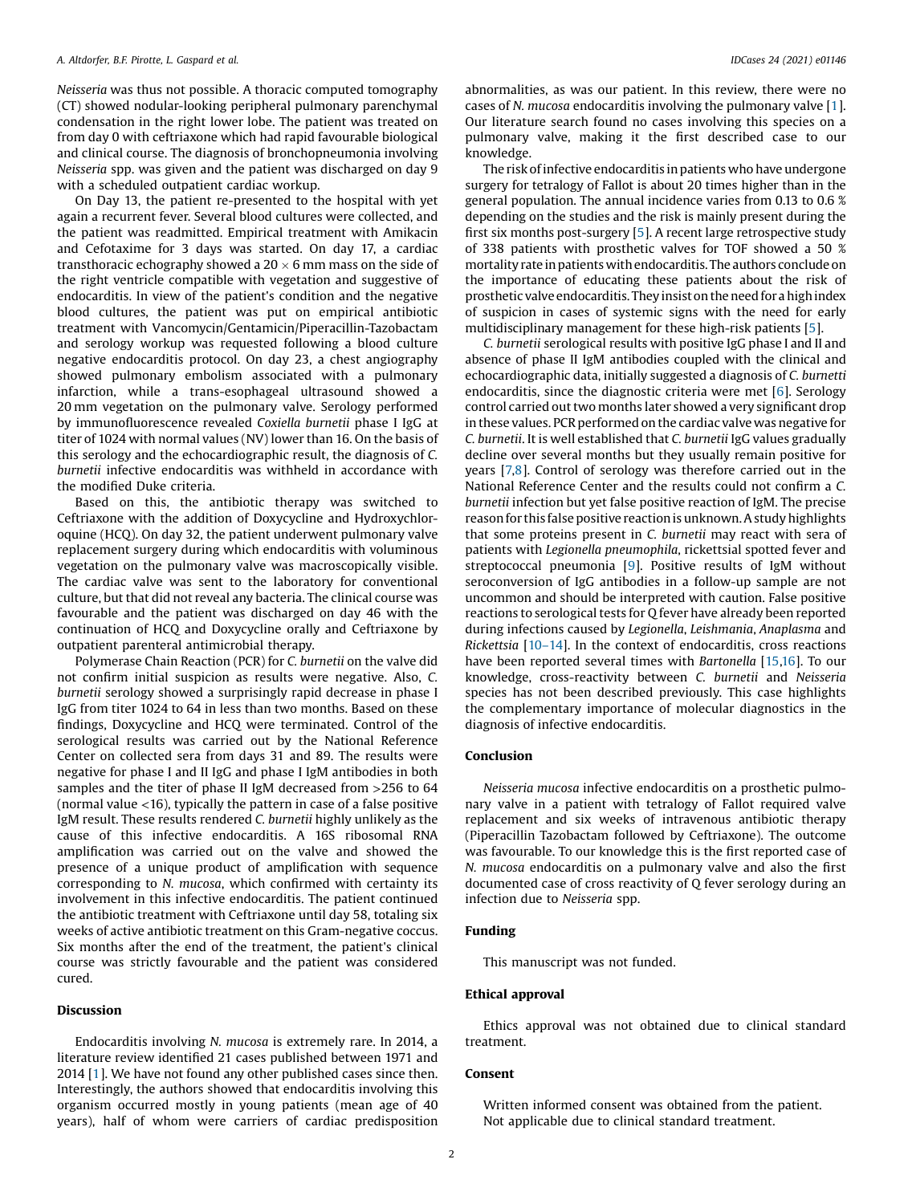*Neisseria* was thus not possible. A thoracic computed tomography (CT) showed nodular-looking peripheral pulmonary parenchymal condensation in the right lower lobe. The patient was treated on from day 0 with ceftriaxone which had rapid favourable biological and clinical course. The diagnosis of bronchopneumonia involving *Neisseria* spp. was given and the patient was discharged on day 9 with a scheduled outpatient cardiac workup.

On Day 13, the patient re-presented to the hospital with yet again a recurrent fever. Several blood cultures were collected, and the patient was readmitted. Empirical treatment with Amikacin and Cefotaxime for 3 days was started. On day 17, a cardiac transthoracic echography showed a 20 × 6 mm mass on the side of the right ventricle compatible with vegetation and suggestive of endocarditis. In view of the patient's condition and the negative blood cultures, the patient was put on empirical antibiotic treatment with Vancomycin/Gentamicin/Piperacillin-Tazobactam and serology workup was requested following a blood culture negative endocarditis protocol. On day 23, a chest angiography showed pulmonary embolism associated with a pulmonary infarction, while a trans-esophageal ultrasound showed a 20 mm vegetation on the pulmonary valve. Serology performed by immunofluorescence revealed *Coxiella burnetii* phase I IgG at titer of 1024 with normal values (NV) lower than 16. On the basis of this serology and the echocardiographic result, the diagnosis of *C. burnetii* infective endocarditis was withheld in accordance with the modified Duke criteria.

Based on this, the antibiotic therapy was switched to Ceftriaxone with the addition of Doxycycline and Hydroxychloroquine (HCQ). On day 32, the patient underwent pulmonary valve replacement surgery during which endocarditis with voluminous vegetation on the pulmonary valve was macroscopically visible. The cardiac valve was sent to the laboratory for conventional culture, but that did not reveal any bacteria. The clinical course was favourable and the patient was discharged on day 46 with the continuation of HCQ and Doxycycline orally and Ceftriaxone by outpatient parenteral antimicrobial therapy.

Polymerase Chain Reaction (PCR) for *C. burnetii* on the valve did not confirm initial suspicion as results were negative. Also, *C. burnetii* serology showed a surprisingly rapid decrease in phase I IgG from titer 1024 to 64 in less than two months. Based on these findings, Doxycycline and HCQ were terminated. Control of the serological results was carried out by the National Reference Center on collected sera from days 31 and 89. The results were negative for phase I and II IgG and phase I IgM antibodies in both samples and the titer of phase II IgM decreased from >256 to 64 (normal value <16), typically the pattern in case of a false positive IgM result. These results rendered *C. burnetii* highly unlikely as the cause of this infective endocarditis. A 16S ribosomal RNA amplification was carried out on the valve and showed the presence of a unique product of amplification with sequence corresponding to *N. mucosa*, which confirmed with certainty its involvement in this infective endocarditis. The patient continued the antibiotic treatment with Ceftriaxone until day 58, totaling six weeks of active antibiotic treatment on this Gram-negative coccus. Six months after the end of the treatment, the patient's clinical course was strictly favourable and the patient was considered cured.

## Discussion

Endocarditis involving *N. mucosa* is extremely rare. In 2014, a literature review identified 21 cases published between 1971 and 2014 [1]. We have not found any other published cases since then. Interestingly, the authors showed that endocarditis involving this organism occurred mostly in young patients (mean age of 40 years), half of whom were carriers of cardiac predisposition abnormalities, as was our patient. In this review, there were no cases of *N. mucosa* endocarditis involving the pulmonary valve [1]. Our literature search found no cases involving this species on a pulmonary valve, making it the first described case to our knowledge.

The risk of infective endocarditis in patients who have undergone surgery for tetralogy of Fallot is about 20 times higher than in the general population. The annual incidence varies from 0.13 to 0.6 % depending on the studies and the risk is mainly present during the first six months post-surgery [5]. A recent large retrospective study of 338 patients with prosthetic valves for TOF showed a 50 % mortality rate in patients with endocarditis. The authors conclude on the importance of educating these patients about the risk of prosthetic valve endocarditis. They insist on the need for a high index of suspicion in cases of systemic signs with the need for early multidisciplinary management for these high-risk patients [5].

*C. burnetii* serological results with positive IgG phase I and II and absence of phase II IgM antibodies coupled with the clinical and echocardiographic data, initially suggested a diagnosis of *C. burnetti* endocarditis, since the diagnostic criteria were met [6]. Serology control carried out two months later showed a very significant drop in these values. PCR performed on the cardiac valve was negative for *C. burnetii*. It is well established that *C. burnetii* IgG values gradually decline over several months but they usually remain positive for years [7,8]. Control of serology was therefore carried out in the National Reference Center and the results could not confirm a *C. burnetii* infection but yet false positive reaction of IgM. The precise reason for this false positive reaction is unknown. A study highlights that some proteins present in *C. burnetii* may react with sera of patients with *Legionella pneumophila*, rickettsial spotted fever and streptococcal pneumonia [9]. Positive results of IgM without seroconversion of IgG antibodies in a follow-up sample are not uncommon and should be interpreted with caution. False positive reactions to serological tests for Q fever have already been reported during infections caused by *Legionella*, *Leishmania*, *Anaplasma* and *Rickettsia* [10–14]. In the context of endocarditis, cross reactions have been reported several times with *Bartonella* [15,16]. To our knowledge, cross-reactivity between *C. burnetii* and *Neisseria* species has not been described previously. This case highlights the complementary importance of molecular diagnostics in the diagnosis of infective endocarditis.

## Conclusion

*Neisseria mucosa* infective endocarditis on a prosthetic pulmonary valve in a patient with tetralogy of Fallot required valve replacement and six weeks of intravenous antibiotic therapy (Piperacillin Tazobactam followed by Ceftriaxone). The outcome was favourable. To our knowledge this is the first reported case of *N. mucosa* endocarditis on a pulmonary valve and also the first documented case of cross reactivity of Q fever serology during an infection due to *Neisseria* spp.

## Funding

This manuscript was not funded.

## Ethical approval

Ethics approval was not obtained due to clinical standard treatment.

## Consent

Written informed consent was obtained from the patient.
Not applicable due to clinical standard treatment.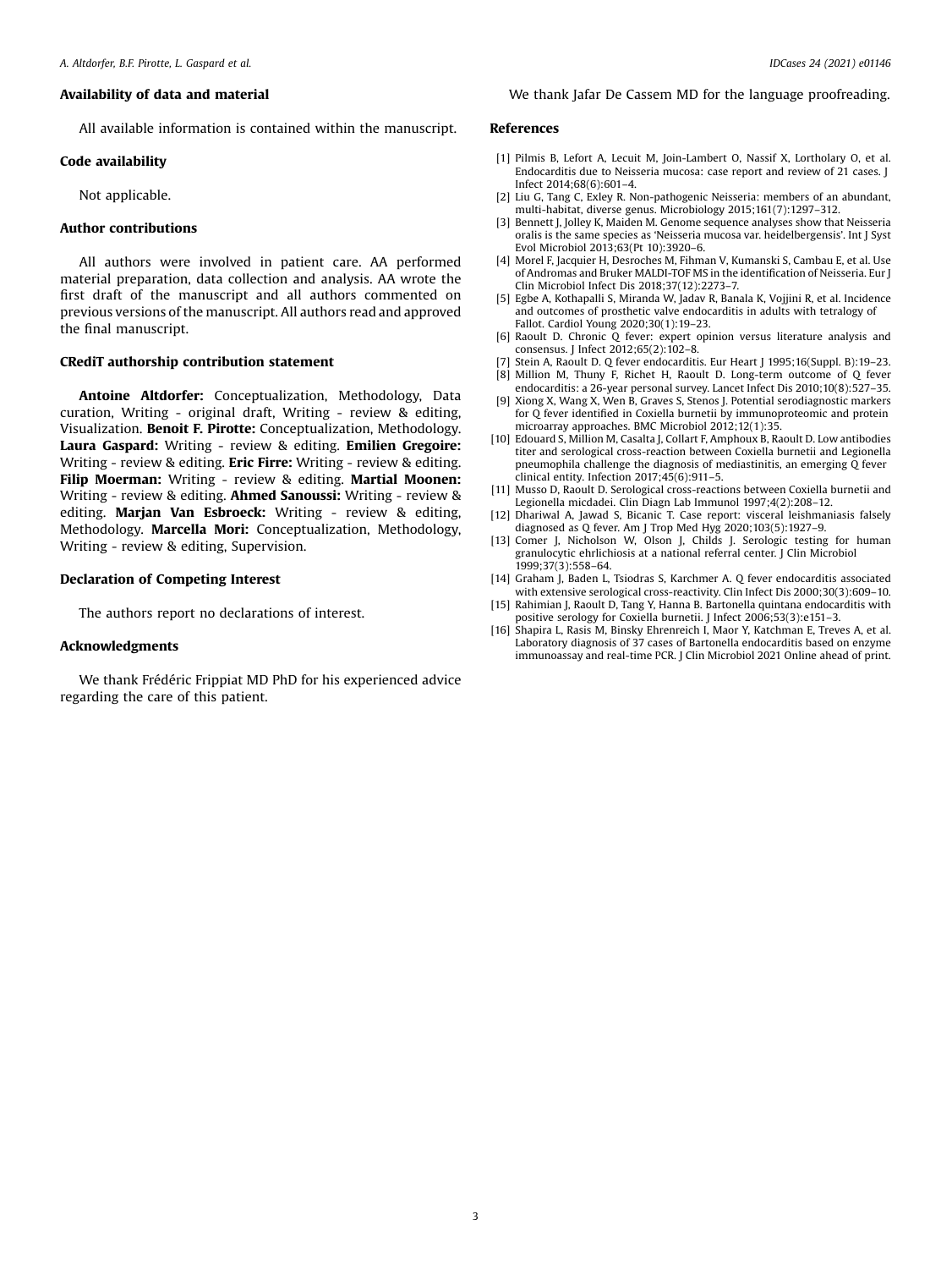### Availability of data and material

All available information is contained within the manuscript.

### Code availability

Not applicable.

### Author contributions

All authors were involved in patient care. AA performed material preparation, data collection and analysis. AA wrote the first draft of the manuscript and all authors commented on previous versions of the manuscript. All authors read and approved the final manuscript.

### CRediT authorship contribution statement

**Antoine Altdorfer:** Conceptualization, Methodology, Data curation, Writing - original draft, Writing - review & editing, Visualization. **Benoit F. Pirotte:** Conceptualization, Methodology. **Laura Gaspard:** Writing - review & editing. **Emilien Gregoire:** Writing - review & editing. **Eric Firre:** Writing - review & editing. **Filip Moerman:** Writing - review & editing. **Martial Moonen:** Writing - review & editing. **Ahmed Sanoussi:** Writing - review & editing. **Marjan Van Esbroeck:** Writing - review & editing, Methodology. **Marcella Mori:** Conceptualization, Methodology, Writing - review & editing, Supervision.

### Declaration of Competing Interest

The authors report no declarations of interest.

### Acknowledgments

We thank Frédéric Frippiat MD PhD for his experienced advice regarding the care of this patient.

We thank Jafar De Cassem MD for the language proofreading.

### References

[1] Pilmis B, Lefort A, Lecuit M, Join-Lambert O, Nassif X, Lortholary O, et al. Endocarditis due to Neisseria mucosa: case report and review of 21 cases. J Infect 2014;68(6):601–4.

[2] Liu G, Tang C, Exley R. Non-pathogenic Neisseria: members of an abundant, multi-habitat, diverse genus. Microbiology 2015;161(7):1297–312.

[3] Bennett J, Jolley K, Maiden M. Genome sequence analyses show that Neisseria oralis is the same species as 'Neisseria mucosa var. heidelbergensis'. Int J Syst Evol Microbiol 2013;63(Pt 10):3920–6.

[4] Morel F, Jacquier H, Desroches M, Fihman V, Kumanski S, Cambau E, et al. Use of Andromas and Bruker MALDI-TOF MS in the identification of Neisseria. Eur J Clin Microbiol Infect Dis 2018;37(12):2273–7.

[5] Egbe A, Kothapalli S, Miranda W, Jadav R, Banala K, Vojjini R, et al. Incidence and outcomes of prosthetic valve endocarditis in adults with tetralogy of Fallot. Cardiol Young 2020;30(1):19–23.

[6] Raoult D. Chronic Q fever: expert opinion versus literature analysis and consensus. J Infect 2012;65(2):102–8.

[7] Stein A, Raoult D. Q fever endocarditis. Eur Heart J 1995;16(Suppl. B):19–23.

[8] Million M, Thuny F, Richet H, Raoult D. Long-term outcome of Q fever endocarditis: a 26-year personal survey. Lancet Infect Dis 2010;10(8):527–35.

[9] Xiong X, Wang X, Wen B, Graves S, Stenos J. Potential serodiagnostic markers for Q fever identified in Coxiella burnetii by immunoproteomic and protein microarray approaches. BMC Microbiol 2012;12(1):35.

[10] Edouard S, Million M, Casalta J, Collart F, Amphoux B, Raoult D. Low antibodies titer and serological cross-reaction between Coxiella burnetii and Legionella pneumophila challenge the diagnosis of mediastinitis, an emerging Q fever clinical entity. Infection 2017;45(6):911–5.

[11] Musso D, Raoult D. Serological cross-reactions between Coxiella burnetii and Legionella micdadei. Clin Diagn Lab Immunol 1997;4(2):208–12.

[12] Dhariwal A, Jawad S, Bicanic T. Case report: visceral leishmaniasis falsely diagnosed as Q fever. Am J Trop Med Hyg 2020;103(5):1927–9.

[13] Comer J, Nicholson W, Olson J, Childs J. Serologic testing for human granulocytic ehrlichiosis at a national referral center. J Clin Microbiol 1999;37(3):558–64.

[14] Graham J, Baden L, Tsiodras S, Karchmer A. Q fever endocarditis associated with extensive serological cross-reactivity. Clin Infect Dis 2000;30(3):609–10.

[15] Rahimian J, Raoult D, Tang Y, Hanna B. Bartonella quintana endocarditis with positive serology for Coxiella burnetii. J Infect 2006;53(3):e151–3.

[16] Shapira L, Rasis M, Binsky Ehrenreich I, Maor Y, Katchman E, Treves A, et al. Laboratory diagnosis of 37 cases of Bartonella endocarditis based on enzyme immunoassay and real-time PCR. J Clin Microbiol 2021 Online ahead of print.